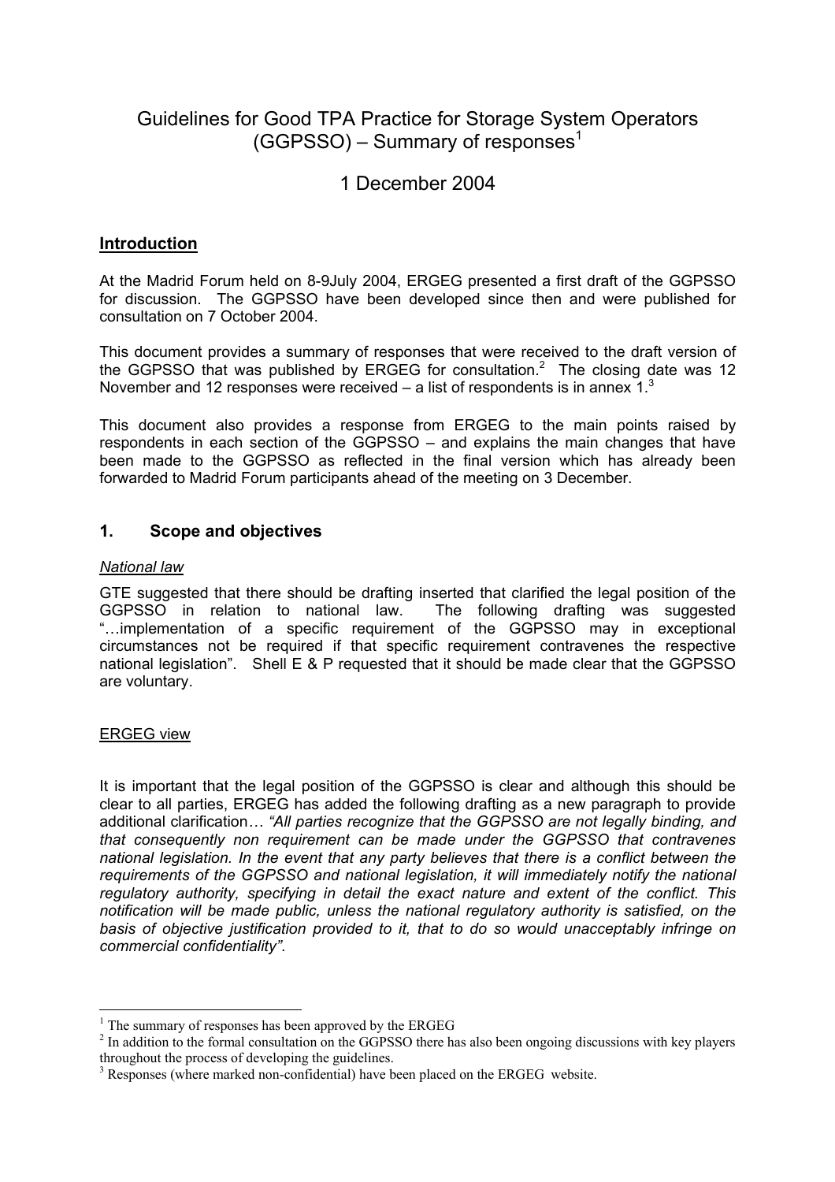# Guidelines for Good TPA Practice for Storage System Operators (GGPSSO) – Summary of responses[1]

## 1 December 2004

### Introduction

At the Madrid Forum held on 8-9July 2004, ERGEG presented a first draft of the GGPSSO for discussion. The GGPSSO have been developed since then and were published for consultation on 7 October 2004.

This document provides a summary of responses that were received to the draft version of the GGPSSO that was published by ERGEG for consultation.[2] The closing date was 12 November and 12 responses were received – a list of respondents is in annex 1.[3]

This document also provides a response from ERGEG to the main points raised by respondents in each section of the GGPSSO – and explains the main changes that have been made to the GGPSSO as reflected in the final version which has already been forwarded to Madrid Forum participants ahead of the meeting on 3 December.

### 1. Scope and objectives

*National law*

GTE suggested that there should be drafting inserted that clarified the legal position of the GGPSSO in relation to national law. The following drafting was suggested "…implementation of a specific requirement of the GGPSSO may in exceptional circumstances not be required if that specific requirement contravenes the respective national legislation". Shell E & P requested that it should be made clear that the GGPSSO are voluntary.

ERGEG view

It is important that the legal position of the GGPSSO is clear and although this should be clear to all parties, ERGEG has added the following drafting as a new paragraph to provide additional clarification… *"All parties recognize that the GGPSSO are not legally binding, and that consequently non requirement can be made under the GGPSSO that contravenes national legislation. In the event that any party believes that there is a conflict between the requirements of the GGPSSO and national legislation, it will immediately notify the national regulatory authority, specifying in detail the exact nature and extent of the conflict. This notification will be made public, unless the national regulatory authority is satisfied, on the basis of objective justification provided to it, that to do so would unacceptably infringe on commercial confidentiality"*.

---

[1] The summary of responses has been approved by the ERGEG

[2] In addition to the formal consultation on the GGPSSO there has also been ongoing discussions with key players throughout the process of developing the guidelines.

[3] Responses (where marked non-confidential) have been placed on the ERGEG website.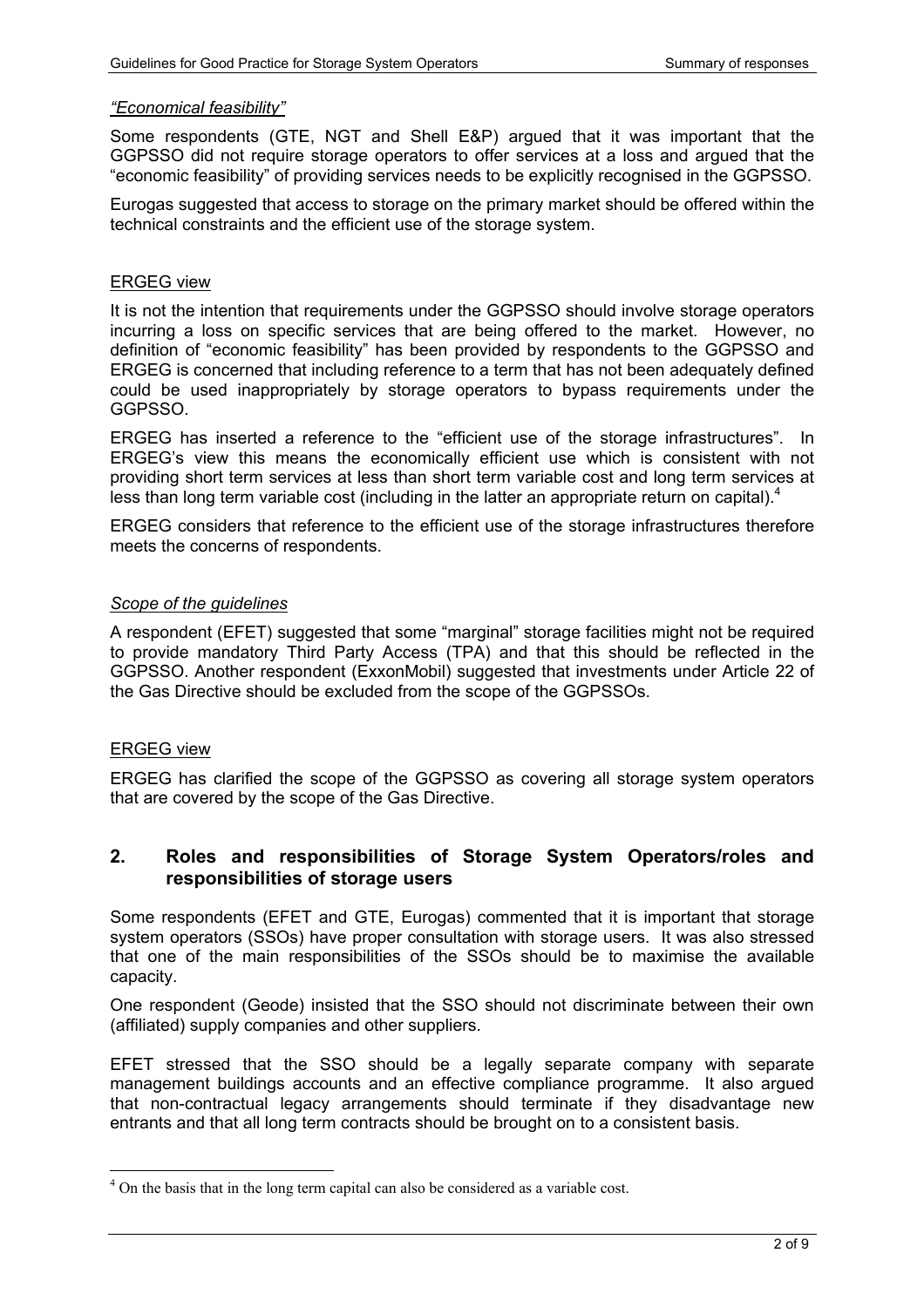*"Economical feasibility"*

Some respondents (GTE, NGT and Shell E&P) argued that it was important that the GGPSSO did not require storage operators to offer services at a loss and argued that the "economic feasibility" of providing services needs to be explicitly recognised in the GGPSSO.

Eurogas suggested that access to storage on the primary market should be offered within the technical constraints and the efficient use of the storage system.

ERGEG view

It is not the intention that requirements under the GGPSSO should involve storage operators incurring a loss on specific services that are being offered to the market. However, no definition of "economic feasibility" has been provided by respondents to the GGPSSO and ERGEG is concerned that including reference to a term that has not been adequately defined could be used inappropriately by storage operators to bypass requirements under the GGPSSO.

ERGEG has inserted a reference to the "efficient use of the storage infrastructures". In ERGEG's view this means the economically efficient use which is consistent with not providing short term services at less than short term variable cost and long term services at less than long term variable cost (including in the latter an appropriate return on capital).[4]

ERGEG considers that reference to the efficient use of the storage infrastructures therefore meets the concerns of respondents.

*Scope of the guidelines*

A respondent (EFET) suggested that some "marginal" storage facilities might not be required to provide mandatory Third Party Access (TPA) and that this should be reflected in the GGPSSO. Another respondent (ExxonMobil) suggested that investments under Article 22 of the Gas Directive should be excluded from the scope of the GGPSSOs.

ERGEG view

ERGEG has clarified the scope of the GGPSSO as covering all storage system operators that are covered by the scope of the Gas Directive.

## 2. Roles and responsibilities of Storage System Operators/roles and responsibilities of storage users

Some respondents (EFET and GTE, Eurogas) commented that it is important that storage system operators (SSOs) have proper consultation with storage users. It was also stressed that one of the main responsibilities of the SSOs should be to maximise the available capacity.

One respondent (Geode) insisted that the SSO should not discriminate between their own (affiliated) supply companies and other suppliers.

EFET stressed that the SSO should be a legally separate company with separate management buildings accounts and an effective compliance programme. It also argued that non-contractual legacy arrangements should terminate if they disadvantage new entrants and that all long term contracts should be brought on to a consistent basis.

[4] On the basis that in the long term capital can also be considered as a variable cost.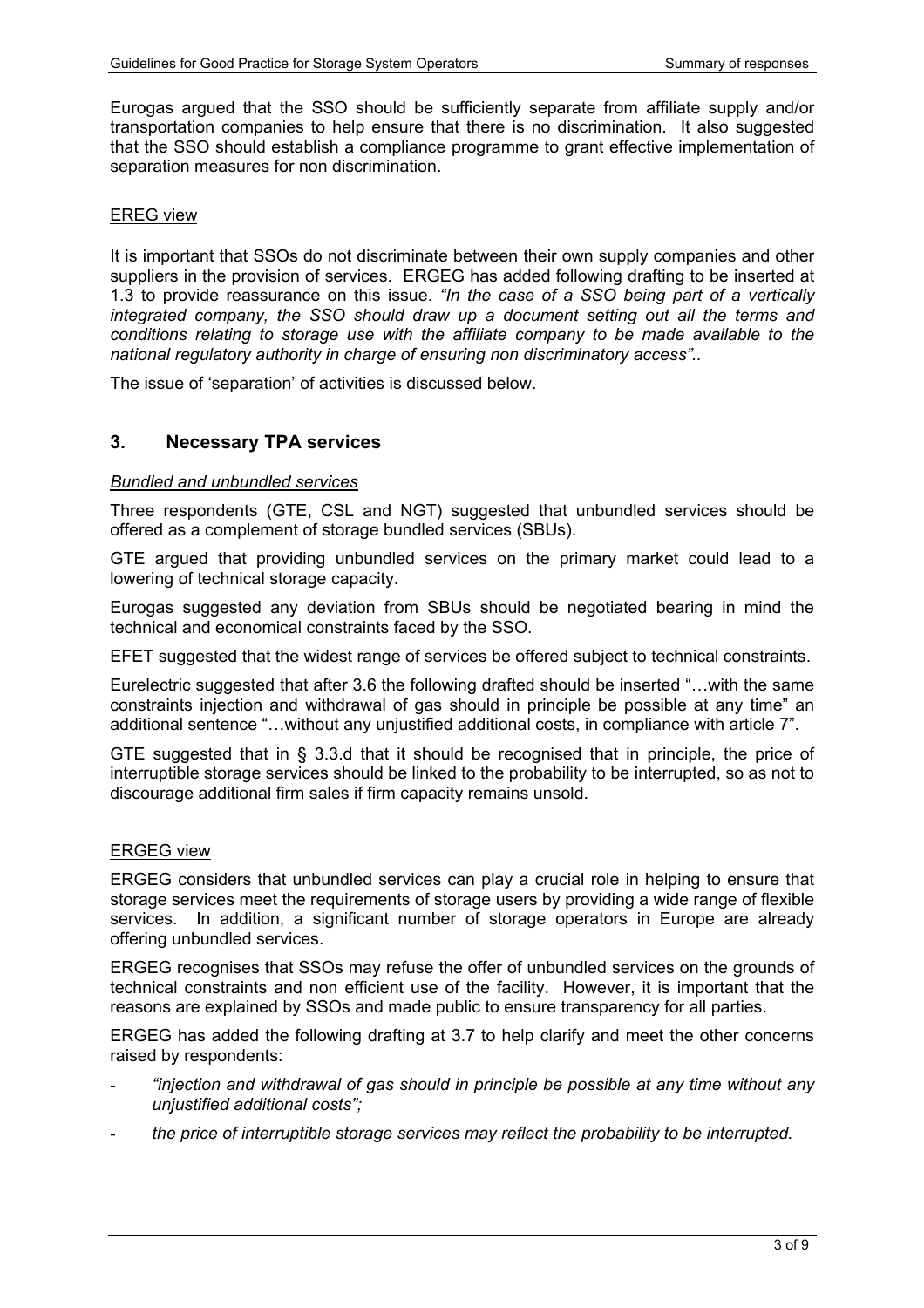Eurogas argued that the SSO should be sufficiently separate from affiliate supply and/or transportation companies to help ensure that there is no discrimination. It also suggested that the SSO should establish a compliance programme to grant effective implementation of separation measures for non discrimination.

<u>EREG view</u>

It is important that SSOs do not discriminate between their own supply companies and other suppliers in the provision of services. ERGEG has added following drafting to be inserted at 1.3 to provide reassurance on this issue. *"In the case of a SSO being part of a vertically integrated company, the SSO should draw up a document setting out all the terms and conditions relating to storage use with the affiliate company to be made available to the national regulatory authority in charge of ensuring non discriminatory access"..*

The issue of 'separation' of activities is discussed below.

## 3. Necessary TPA services

*<u>Bundled and unbundled services</u>*

Three respondents (GTE, CSL and NGT) suggested that unbundled services should be offered as a complement of storage bundled services (SBUs).

GTE argued that providing unbundled services on the primary market could lead to a lowering of technical storage capacity.

Eurogas suggested any deviation from SBUs should be negotiated bearing in mind the technical and economical constraints faced by the SSO.

EFET suggested that the widest range of services be offered subject to technical constraints.

Eurelectric suggested that after 3.6 the following drafted should be inserted "…with the same constraints injection and withdrawal of gas should in principle be possible at any time" an additional sentence "…without any unjustified additional costs, in compliance with article 7".

GTE suggested that in § 3.3.d that it should be recognised that in principle, the price of interruptible storage services should be linked to the probability to be interrupted, so as not to discourage additional firm sales if firm capacity remains unsold.

<u>ERGEG view</u>

ERGEG considers that unbundled services can play a crucial role in helping to ensure that storage services meet the requirements of storage users by providing a wide range of flexible services. In addition, a significant number of storage operators in Europe are already offering unbundled services.

ERGEG recognises that SSOs may refuse the offer of unbundled services on the grounds of technical constraints and non efficient use of the facility. However, it is important that the reasons are explained by SSOs and made public to ensure transparency for all parties.

ERGEG has added the following drafting at 3.7 to help clarify and meet the other concerns raised by respondents:

- *"injection and withdrawal of gas should in principle be possible at any time without any unjustified additional costs";*
- *the price of interruptible storage services may reflect the probability to be interrupted.*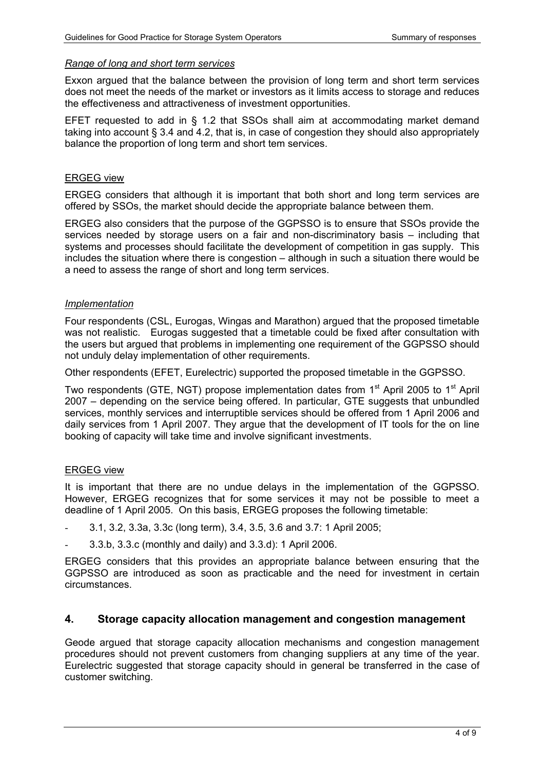*Range of long and short term services*

Exxon argued that the balance between the provision of long term and short term services does not meet the needs of the market or investors as it limits access to storage and reduces the effectiveness and attractiveness of investment opportunities.

EFET requested to add in § 1.2 that SSOs shall aim at accommodating market demand taking into account § 3.4 and 4.2, that is, in case of congestion they should also appropriately balance the proportion of long term and short tem services.

<u>ERGEG view</u>

ERGEG considers that although it is important that both short and long term services are offered by SSOs, the market should decide the appropriate balance between them.

ERGEG also considers that the purpose of the GGPSSO is to ensure that SSOs provide the services needed by storage users on a fair and non-discriminatory basis – including that systems and processes should facilitate the development of competition in gas supply. This includes the situation where there is congestion – although in such a situation there would be a need to assess the range of short and long term services.

*Implementation*

Four respondents (CSL, Eurogas, Wingas and Marathon) argued that the proposed timetable was not realistic. Eurogas suggested that a timetable could be fixed after consultation with the users but argued that problems in implementing one requirement of the GGPSSO should not unduly delay implementation of other requirements.

Other respondents (EFET, Eurelectric) supported the proposed timetable in the GGPSSO.

Two respondents (GTE, NGT) propose implementation dates from 1st April 2005 to 1st April 2007 – depending on the service being offered. In particular, GTE suggests that unbundled services, monthly services and interruptible services should be offered from 1 April 2006 and daily services from 1 April 2007. They argue that the development of IT tools for the on line booking of capacity will take time and involve significant investments.

<u>ERGEG view</u>

It is important that there are no undue delays in the implementation of the GGPSSO. However, ERGEG recognizes that for some services it may not be possible to meet a deadline of 1 April 2005. On this basis, ERGEG proposes the following timetable:

- 3.1, 3.2, 3.3a, 3.3c (long term), 3.4, 3.5, 3.6 and 3.7: 1 April 2005;
- 3.3.b, 3.3.c (monthly and daily) and 3.3.d): 1 April 2006.

ERGEG considers that this provides an appropriate balance between ensuring that the GGPSSO are introduced as soon as practicable and the need for investment in certain circumstances.

## 4. Storage capacity allocation management and congestion management

Geode argued that storage capacity allocation mechanisms and congestion management procedures should not prevent customers from changing suppliers at any time of the year. Eurelectric suggested that storage capacity should in general be transferred in the case of customer switching.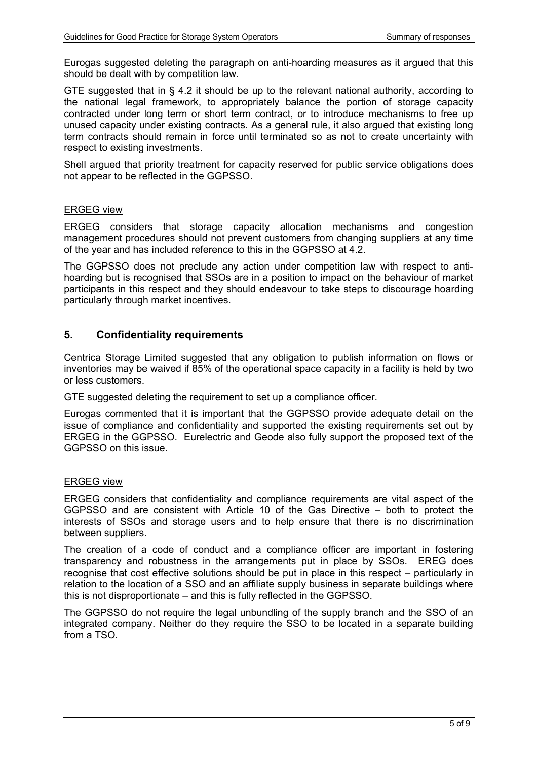Eurogas suggested deleting the paragraph on anti-hoarding measures as it argued that this should be dealt with by competition law.

GTE suggested that in § 4.2 it should be up to the relevant national authority, according to the national legal framework, to appropriately balance the portion of storage capacity contracted under long term or short term contract, or to introduce mechanisms to free up unused capacity under existing contracts. As a general rule, it also argued that existing long term contracts should remain in force until terminated so as not to create uncertainty with respect to existing investments.

Shell argued that priority treatment for capacity reserved for public service obligations does not appear to be reflected in the GGPSSO.

ERGEG view

ERGEG considers that storage capacity allocation mechanisms and congestion management procedures should not prevent customers from changing suppliers at any time of the year and has included reference to this in the GGPSSO at 4.2.

The GGPSSO does not preclude any action under competition law with respect to anti-hoarding but is recognised that SSOs are in a position to impact on the behaviour of market participants in this respect and they should endeavour to take steps to discourage hoarding particularly through market incentives.

## 5. Confidentiality requirements

Centrica Storage Limited suggested that any obligation to publish information on flows or inventories may be waived if 85% of the operational space capacity in a facility is held by two or less customers.

GTE suggested deleting the requirement to set up a compliance officer.

Eurogas commented that it is important that the GGPSSO provide adequate detail on the issue of compliance and confidentiality and supported the existing requirements set out by ERGEG in the GGPSSO. Eurelectric and Geode also fully support the proposed text of the GGPSSO on this issue.

ERGEG view

ERGEG considers that confidentiality and compliance requirements are vital aspect of the GGPSSO and are consistent with Article 10 of the Gas Directive – both to protect the interests of SSOs and storage users and to help ensure that there is no discrimination between suppliers.

The creation of a code of conduct and a compliance officer are important in fostering transparency and robustness in the arrangements put in place by SSOs. EREG does recognise that cost effective solutions should be put in place in this respect – particularly in relation to the location of a SSO and an affiliate supply business in separate buildings where this is not disproportionate – and this is fully reflected in the GGPSSO.

The GGPSSO do not require the legal unbundling of the supply branch and the SSO of an integrated company. Neither do they require the SSO to be located in a separate building from a TSO.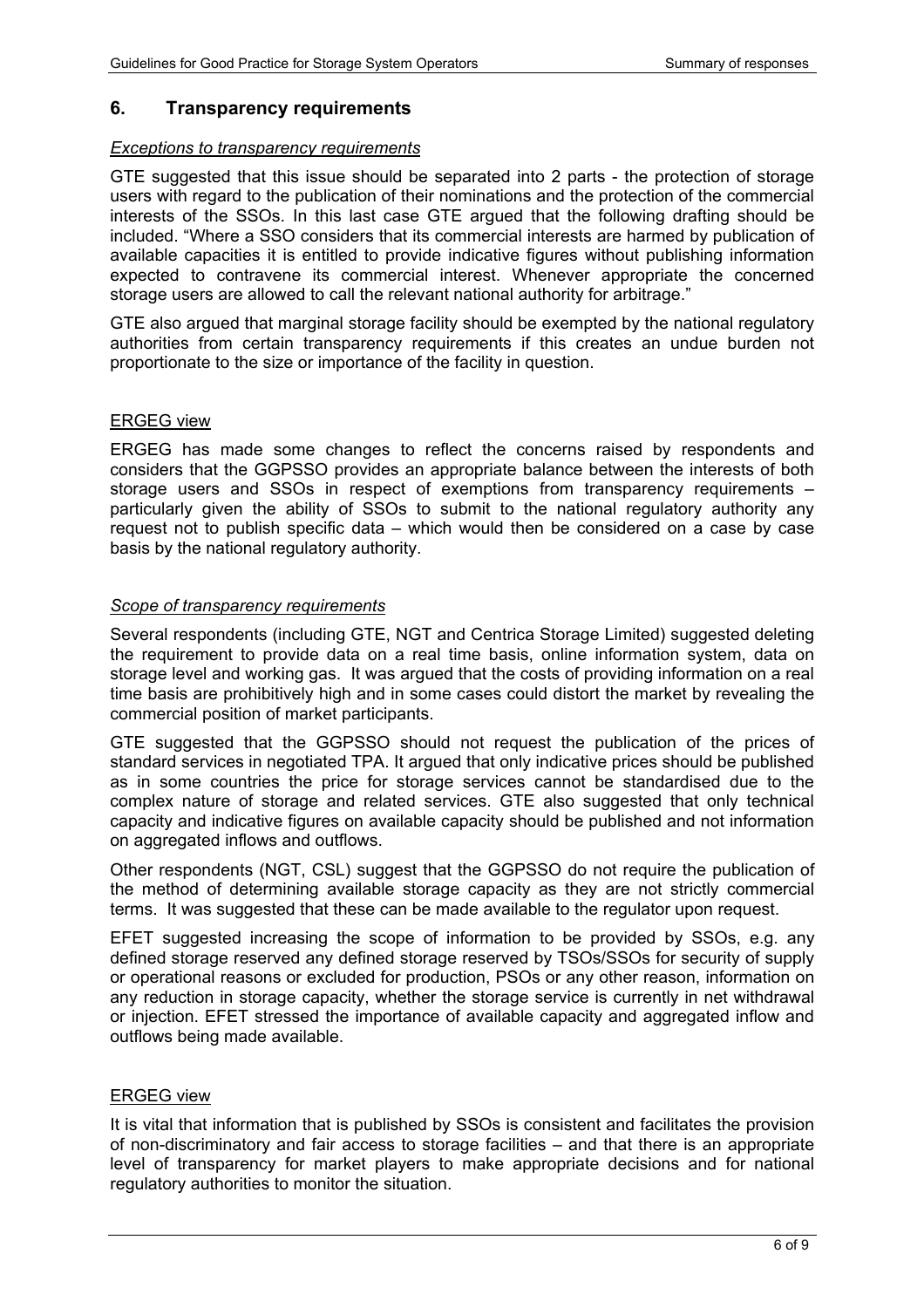## 6. Transparency requirements

*Exceptions to transparency requirements*

GTE suggested that this issue should be separated into 2 parts - the protection of storage users with regard to the publication of their nominations and the protection of the commercial interests of the SSOs. In this last case GTE argued that the following drafting should be included. "Where a SSO considers that its commercial interests are harmed by publication of available capacities it is entitled to provide indicative figures without publishing information expected to contravene its commercial interest. Whenever appropriate the concerned storage users are allowed to call the relevant national authority for arbitrage."

GTE also argued that marginal storage facility should be exempted by the national regulatory authorities from certain transparency requirements if this creates an undue burden not proportionate to the size or importance of the facility in question.

ERGEG view

ERGEG has made some changes to reflect the concerns raised by respondents and considers that the GGPSSO provides an appropriate balance between the interests of both storage users and SSOs in respect of exemptions from transparency requirements – particularly given the ability of SSOs to submit to the national regulatory authority any request not to publish specific data – which would then be considered on a case by case basis by the national regulatory authority.

*Scope of transparency requirements*

Several respondents (including GTE, NGT and Centrica Storage Limited) suggested deleting the requirement to provide data on a real time basis, online information system, data on storage level and working gas. It was argued that the costs of providing information on a real time basis are prohibitively high and in some cases could distort the market by revealing the commercial position of market participants.

GTE suggested that the GGPSSO should not request the publication of the prices of standard services in negotiated TPA. It argued that only indicative prices should be published as in some countries the price for storage services cannot be standardised due to the complex nature of storage and related services. GTE also suggested that only technical capacity and indicative figures on available capacity should be published and not information on aggregated inflows and outflows.

Other respondents (NGT, CSL) suggest that the GGPSSO do not require the publication of the method of determining available storage capacity as they are not strictly commercial terms. It was suggested that these can be made available to the regulator upon request.

EFET suggested increasing the scope of information to be provided by SSOs, e.g. any defined storage reserved any defined storage reserved by TSOs/SSOs for security of supply or operational reasons or excluded for production, PSOs or any other reason, information on any reduction in storage capacity, whether the storage service is currently in net withdrawal or injection. EFET stressed the importance of available capacity and aggregated inflow and outflows being made available.

ERGEG view

It is vital that information that is published by SSOs is consistent and facilitates the provision of non-discriminatory and fair access to storage facilities – and that there is an appropriate level of transparency for market players to make appropriate decisions and for national regulatory authorities to monitor the situation.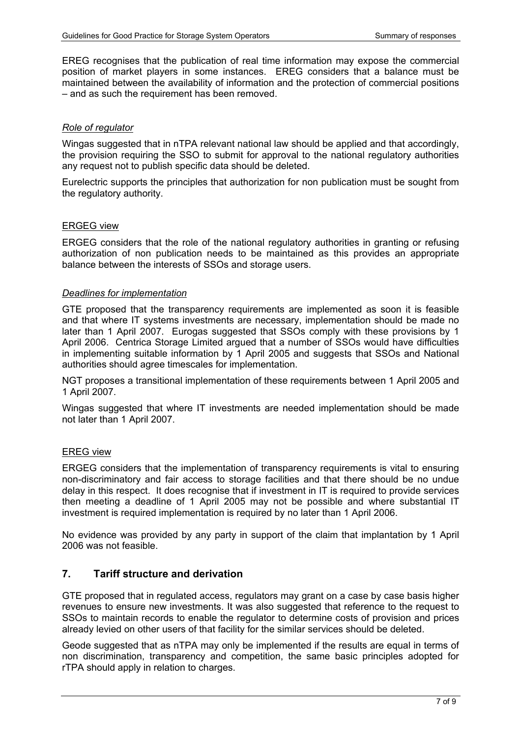EREG recognises that the publication of real time information may expose the commercial position of market players in some instances. EREG considers that a balance must be maintained between the availability of information and the protection of commercial positions – and as such the requirement has been removed.

*Role of regulator*

Wingas suggested that in nTPA relevant national law should be applied and that accordingly, the provision requiring the SSO to submit for approval to the national regulatory authorities any request not to publish specific data should be deleted.

Eurelectric supports the principles that authorization for non publication must be sought from the regulatory authority.

ERGEG view

ERGEG considers that the role of the national regulatory authorities in granting or refusing authorization of non publication needs to be maintained as this provides an appropriate balance between the interests of SSOs and storage users.

*Deadlines for implementation*

GTE proposed that the transparency requirements are implemented as soon it is feasible and that where IT systems investments are necessary, implementation should be made no later than 1 April 2007. Eurogas suggested that SSOs comply with these provisions by 1 April 2006. Centrica Storage Limited argued that a number of SSOs would have difficulties in implementing suitable information by 1 April 2005 and suggests that SSOs and National authorities should agree timescales for implementation.

NGT proposes a transitional implementation of these requirements between 1 April 2005 and 1 April 2007.

Wingas suggested that where IT investments are needed implementation should be made not later than 1 April 2007.

EREG view

ERGEG considers that the implementation of transparency requirements is vital to ensuring non-discriminatory and fair access to storage facilities and that there should be no undue delay in this respect. It does recognise that if investment in IT is required to provide services then meeting a deadline of 1 April 2005 may not be possible and where substantial IT investment is required implementation is required by no later than 1 April 2006.

No evidence was provided by any party in support of the claim that implantation by 1 April 2006 was not feasible.

## 7. Tariff structure and derivation

GTE proposed that in regulated access, regulators may grant on a case by case basis higher revenues to ensure new investments. It was also suggested that reference to the request to SSOs to maintain records to enable the regulator to determine costs of provision and prices already levied on other users of that facility for the similar services should be deleted.

Geode suggested that as nTPA may only be implemented if the results are equal in terms of non discrimination, transparency and competition, the same basic principles adopted for rTPA should apply in relation to charges.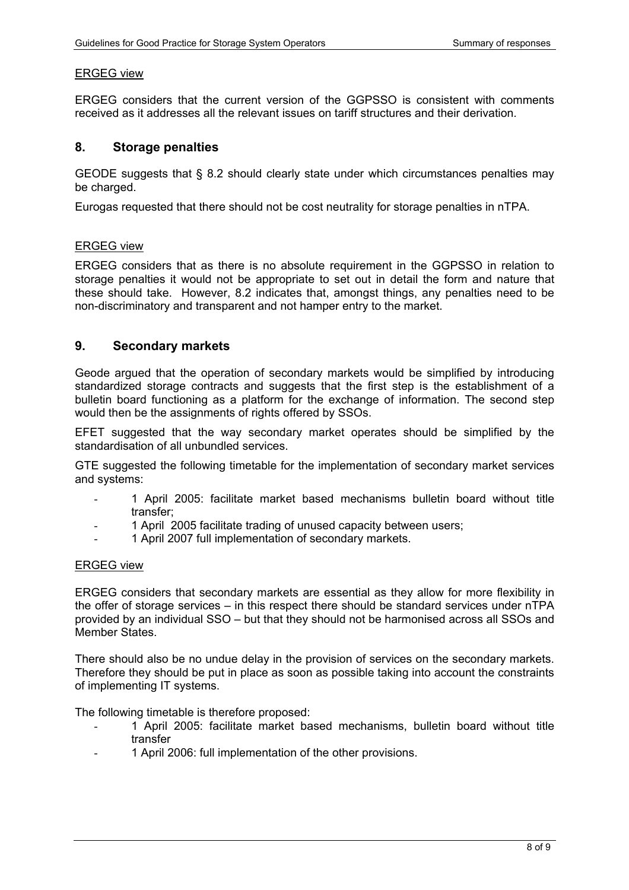ERGEG view

ERGEG considers that the current version of the GGPSSO is consistent with comments received as it addresses all the relevant issues on tariff structures and their derivation.

## 8. Storage penalties

GEODE suggests that § 8.2 should clearly state under which circumstances penalties may be charged.

Eurogas requested that there should not be cost neutrality for storage penalties in nTPA.

ERGEG view

ERGEG considers that as there is no absolute requirement in the GGPSSO in relation to storage penalties it would not be appropriate to set out in detail the form and nature that these should take. However, 8.2 indicates that, amongst things, any penalties need to be non-discriminatory and transparent and not hamper entry to the market.

## 9. Secondary markets

Geode argued that the operation of secondary markets would be simplified by introducing standardized storage contracts and suggests that the first step is the establishment of a bulletin board functioning as a platform for the exchange of information. The second step would then be the assignments of rights offered by SSOs.

EFET suggested that the way secondary market operates should be simplified by the standardisation of all unbundled services.

GTE suggested the following timetable for the implementation of secondary market services and systems:

- 1 April 2005: facilitate market based mechanisms bulletin board without title transfer;
- 1 April 2005 facilitate trading of unused capacity between users;
- 1 April 2007 full implementation of secondary markets.

ERGEG view

ERGEG considers that secondary markets are essential as they allow for more flexibility in the offer of storage services – in this respect there should be standard services under nTPA provided by an individual SSO – but that they should not be harmonised across all SSOs and Member States.

There should also be no undue delay in the provision of services on the secondary markets. Therefore they should be put in place as soon as possible taking into account the constraints of implementing IT systems.

The following timetable is therefore proposed:

- 1 April 2005: facilitate market based mechanisms, bulletin board without title transfer
- 1 April 2006: full implementation of the other provisions.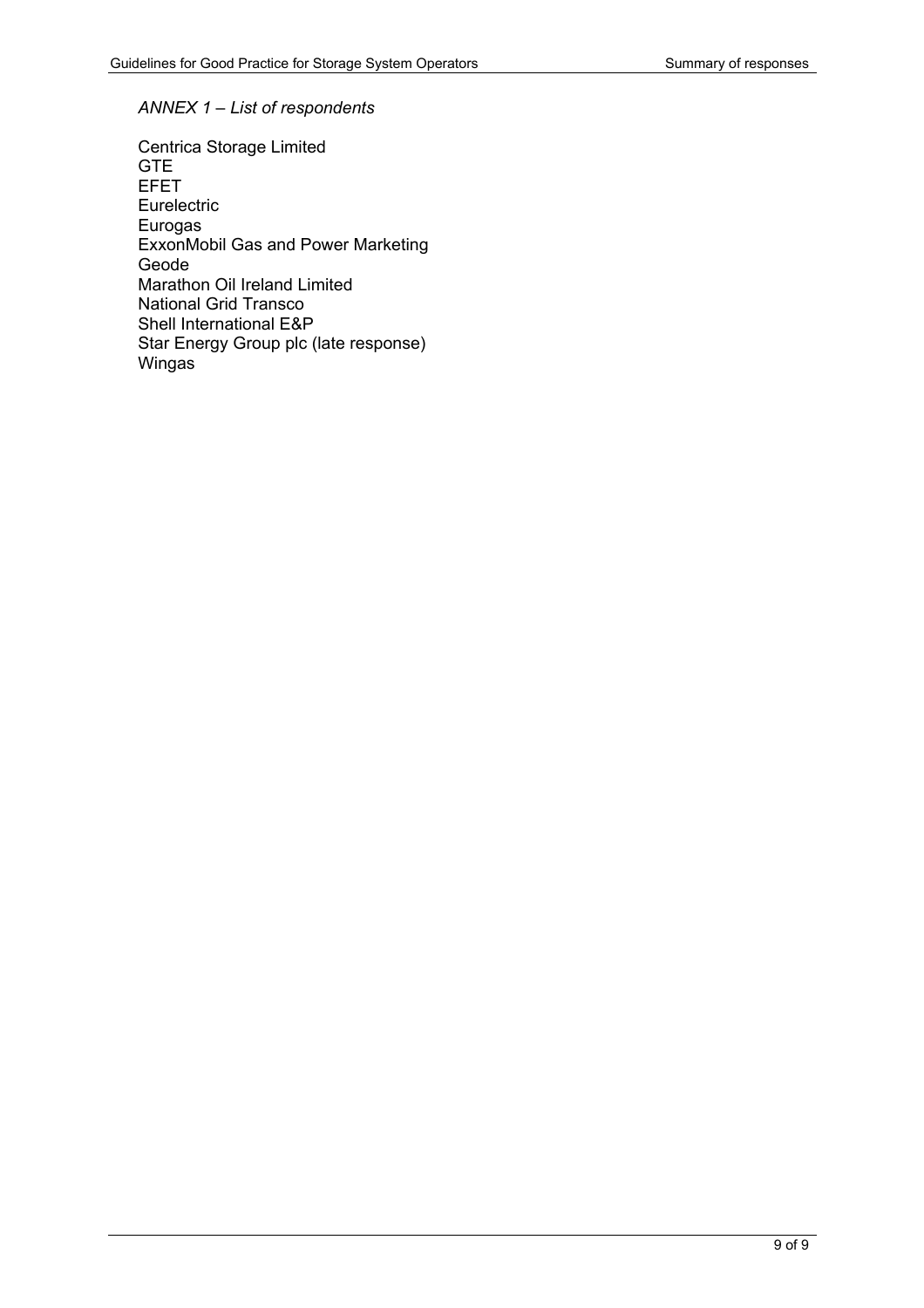*ANNEX 1 – List of respondents*

Centrica Storage Limited
GTE
EFET
Eurelectric
Eurogas
ExxonMobil Gas and Power Marketing
Geode
Marathon Oil Ireland Limited
National Grid Transco
Shell International E&P
Star Energy Group plc (late response)
Wingas